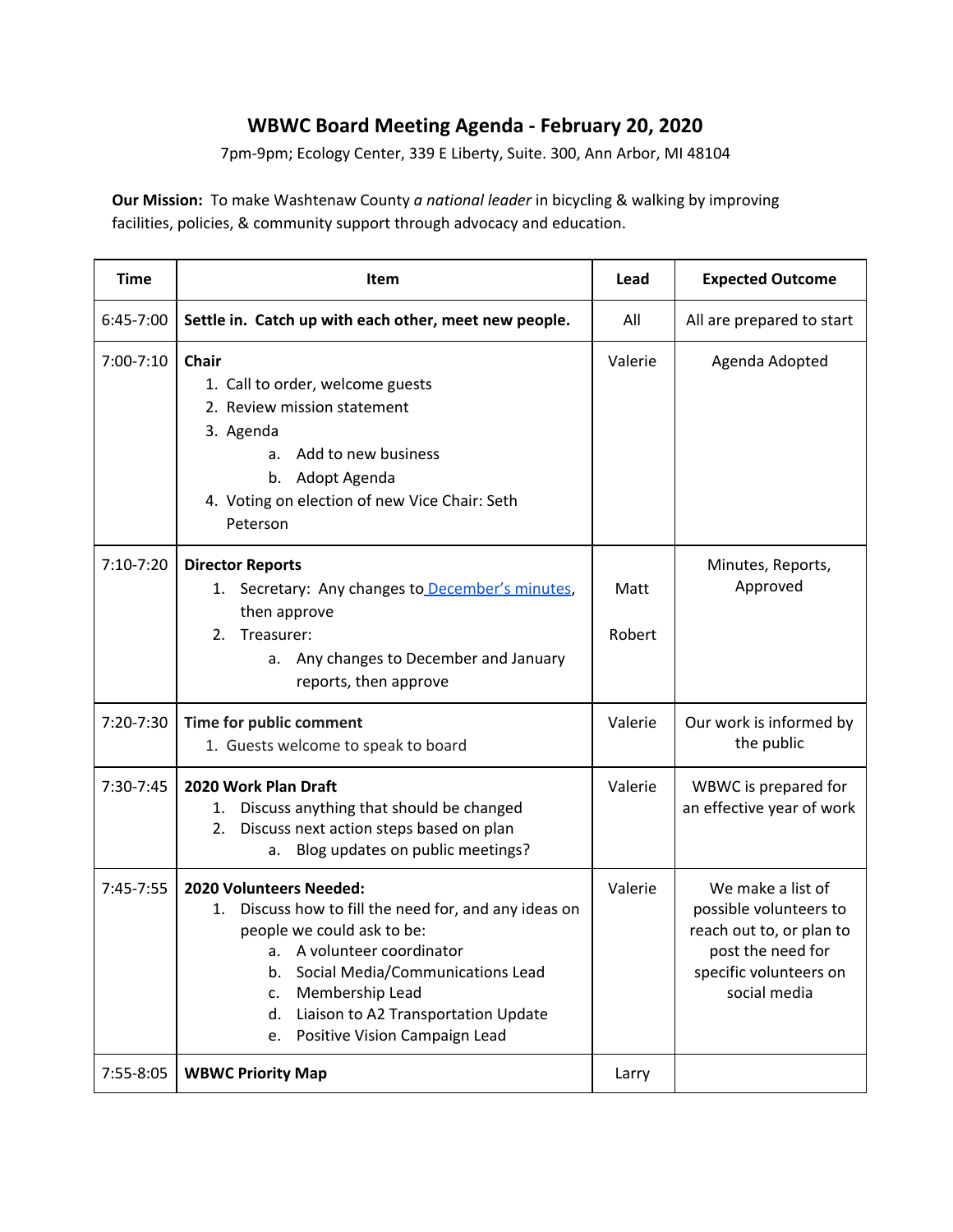# WBWC Board Meeting Agenda - February 20, 2020

7pm-9pm; Ecology Center, 339 E Liberty, Suite. 300, Ann Arbor, MI 48104

**Our Mission:** To make Washtenaw County *a national leader* in bicycling & walking by improving facilities, policies, & community support through advocacy and education.

| Time | Item | Lead | Expected Outcome |
|---|---|---|---|
| 6:45-7:00 | **Settle in. Catch up with each other, meet new people.** | All | All are prepared to start |
| 7:00-7:10 | **Chair**<br>1. Call to order, welcome guests<br>2. Review mission statement<br>3. Agenda<br>&nbsp;&nbsp;&nbsp;&nbsp;a. Add to new business<br>&nbsp;&nbsp;&nbsp;&nbsp;b. Adopt Agenda<br>4. Voting on election of new Vice Chair: Seth Peterson | Valerie | Agenda Adopted |
| 7:10-7:20 | **Director Reports**<br>1. Secretary: Any changes to December's minutes, then approve<br>2. Treasurer:<br>&nbsp;&nbsp;&nbsp;&nbsp;a. Any changes to December and January reports, then approve | Matt<br><br>Robert | Minutes, Reports, Approved |
| 7:20-7:30 | **Time for public comment**<br>1. Guests welcome to speak to board | Valerie | Our work is informed by the public |
| 7:30-7:45 | **2020 Work Plan Draft**<br>1. Discuss anything that should be changed<br>2. Discuss next action steps based on plan<br>&nbsp;&nbsp;&nbsp;&nbsp;a. Blog updates on public meetings? | Valerie | WBWC is prepared for an effective year of work |
| 7:45-7:55 | **2020 Volunteers Needed:**<br>1. Discuss how to fill the need for, and any ideas on people we could ask to be:<br>&nbsp;&nbsp;&nbsp;&nbsp;a. A volunteer coordinator<br>&nbsp;&nbsp;&nbsp;&nbsp;b. Social Media/Communications Lead<br>&nbsp;&nbsp;&nbsp;&nbsp;c. Membership Lead<br>&nbsp;&nbsp;&nbsp;&nbsp;d. Liaison to A2 Transportation Update<br>&nbsp;&nbsp;&nbsp;&nbsp;e. Positive Vision Campaign Lead | Valerie | We make a list of possible volunteers to reach out to, or plan to post the need for specific volunteers on social media |
| 7:55-8:05 | **WBWC Priority Map** | Larry | |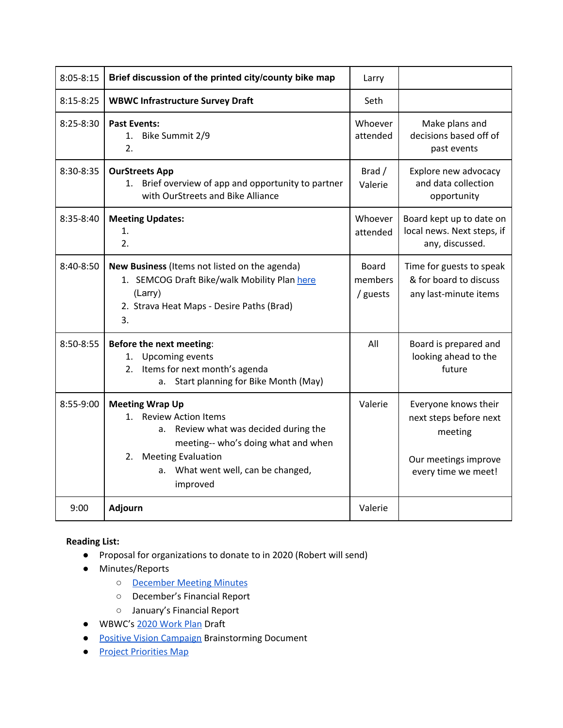| 8:05-8:15 | **Brief discussion of the printed city/county bike map** | Larry | |
|---|---|---|---|
| 8:15-8:25 | **WBWC Infrastructure Survey Draft** | Seth | |
| 8:25-8:30 | **Past Events:**<br>1. Bike Summit 2/9<br>2. | Whoever attended | Make plans and decisions based off of past events |
| 8:30-8:35 | **OurStreets App**<br>1. Brief overview of app and opportunity to partner with OurStreets and Bike Alliance | Brad / Valerie | Explore new advocacy and data collection opportunity |
| 8:35-8:40 | **Meeting Updates:**<br>1.<br>2. | Whoever attended | Board kept up to date on local news. Next steps, if any, discussed. |
| 8:40-8:50 | **New Business** (Items not listed on the agenda)<br>1. SEMCOG Draft Bike/walk Mobility Plan here (Larry)<br>2. Strava Heat Maps - Desire Paths (Brad)<br>3. | Board members / guests | Time for guests to speak & for board to discuss any last-minute items |
| 8:50-8:55 | **Before the next meeting**:<br>1. Upcoming events<br>2. Items for next month's agenda<br>a. Start planning for Bike Month (May) | All | Board is prepared and looking ahead to the future |
| 8:55-9:00 | **Meeting Wrap Up**<br>1. Review Action Items<br>a. Review what was decided during the meeting-- who's doing what and when<br>2. Meeting Evaluation<br>a. What went well, can be changed, improved | Valerie | Everyone knows their next steps before next meeting<br><br>Our meetings improve every time we meet! |
| 9:00 | **Adjourn** | Valerie | |

**Reading List:**

- Proposal for organizations to donate to in 2020 (Robert will send)
- Minutes/Reports
  - December Meeting Minutes
  - December's Financial Report
  - January's Financial Report
- WBWC's 2020 Work Plan Draft
- Positive Vision Campaign Brainstorming Document
- Project Priorities Map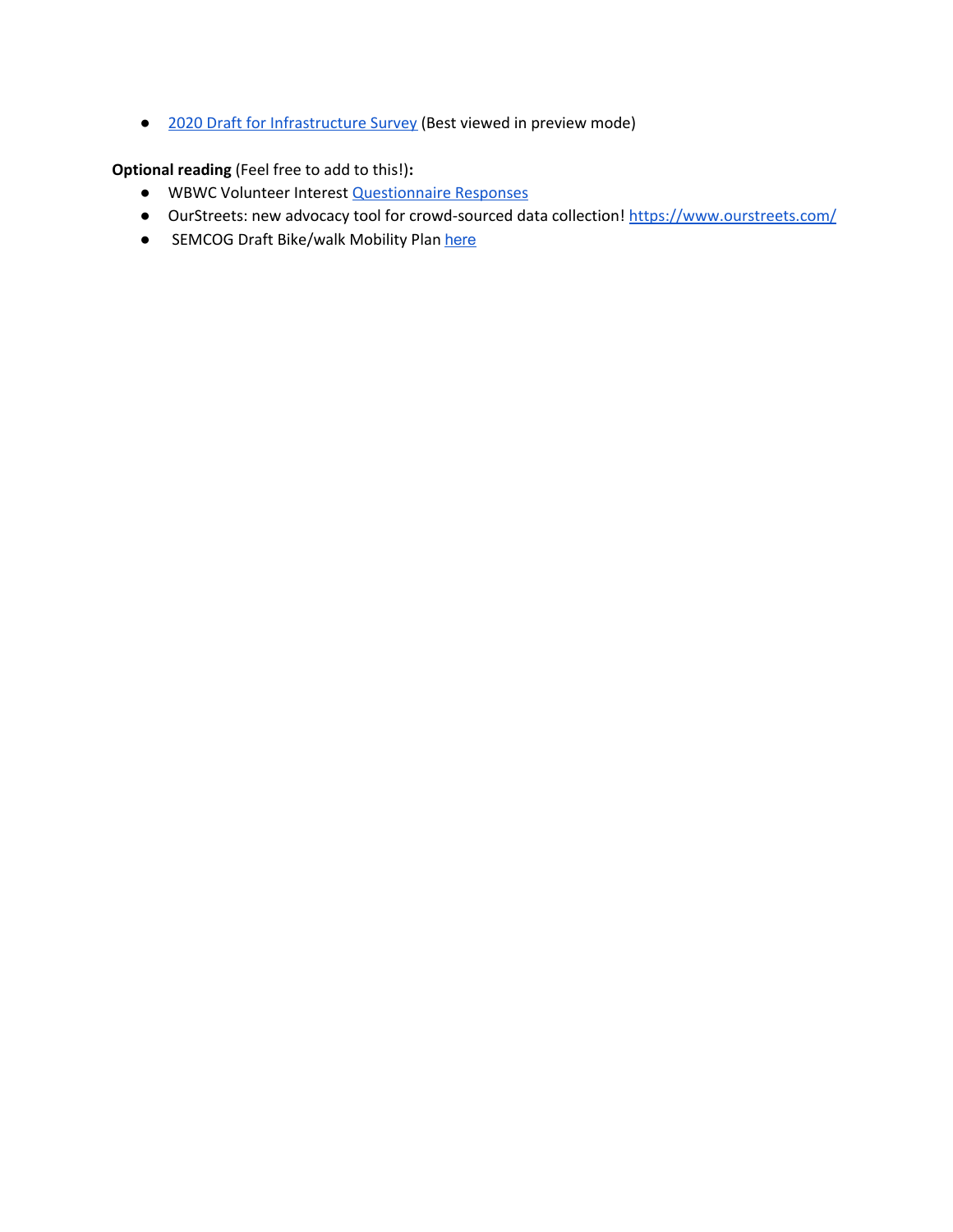- [2020 Draft for Infrastructure Survey]() (Best viewed in preview mode)

**Optional reading** (Feel free to add to this!)**:**

- WBWC Volunteer Interest [Questionnaire Responses]()
- OurStreets: new advocacy tool for crowd-sourced data collection! [https://www.ourstreets.com/](https://www.ourstreets.com/)
- SEMCOG Draft Bike/walk Mobility Plan [here]()